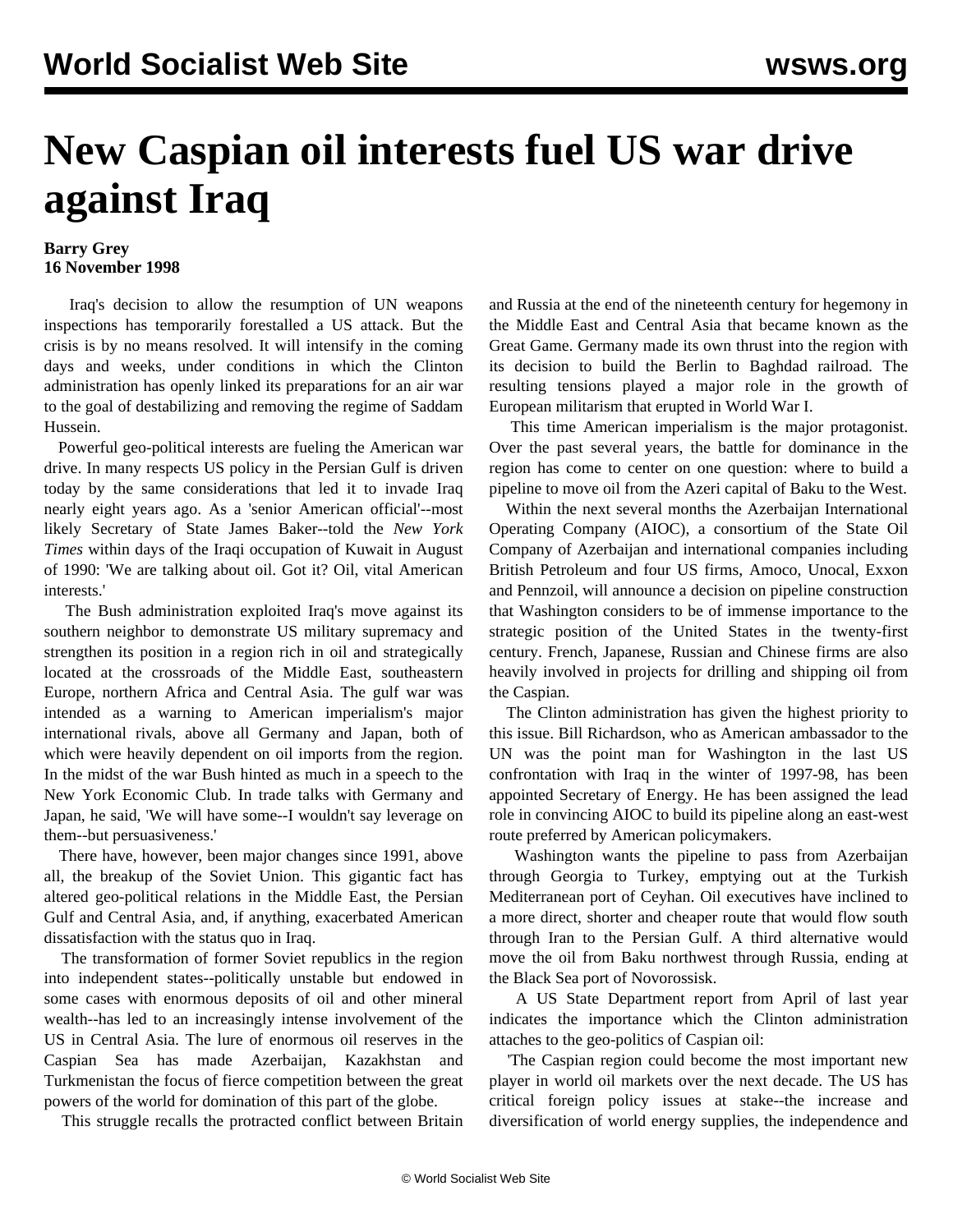# New Caspian oil interests fuel US war drive against Iraq

**Barry Grey**
**16 November 1998**

Iraq's decision to allow the resumption of UN weapons inspections has temporarily forestalled a US attack. But the crisis is by no means resolved. It will intensify in the coming days and weeks, under conditions in which the Clinton administration has openly linked its preparations for an air war to the goal of destabilizing and removing the regime of Saddam Hussein.

Powerful geo-political interests are fueling the American war drive. In many respects US policy in the Persian Gulf is driven today by the same considerations that led it to invade Iraq nearly eight years ago. As a 'senior American official'--most likely Secretary of State James Baker--told the *New York Times* within days of the Iraqi occupation of Kuwait in August of 1990: 'We are talking about oil. Got it? Oil, vital American interests.'

The Bush administration exploited Iraq's move against its southern neighbor to demonstrate US military supremacy and strengthen its position in a region rich in oil and strategically located at the crossroads of the Middle East, southeastern Europe, northern Africa and Central Asia. The gulf war was intended as a warning to American imperialism's major international rivals, above all Germany and Japan, both of which were heavily dependent on oil imports from the region. In the midst of the war Bush hinted as much in a speech to the New York Economic Club. In trade talks with Germany and Japan, he said, 'We will have some--I wouldn't say leverage on them--but persuasiveness.'

There have, however, been major changes since 1991, above all, the breakup of the Soviet Union. This gigantic fact has altered geo-political relations in the Middle East, the Persian Gulf and Central Asia, and, if anything, exacerbated American dissatisfaction with the status quo in Iraq.

The transformation of former Soviet republics in the region into independent states--politically unstable but endowed in some cases with enormous deposits of oil and other mineral wealth--has led to an increasingly intense involvement of the US in Central Asia. The lure of enormous oil reserves in the Caspian Sea has made Azerbaijan, Kazakhstan and Turkmenistan the focus of fierce competition between the great powers of the world for domination of this part of the globe.

This struggle recalls the protracted conflict between Britain and Russia at the end of the nineteenth century for hegemony in the Middle East and Central Asia that became known as the Great Game. Germany made its own thrust into the region with its decision to build the Berlin to Baghdad railroad. The resulting tensions played a major role in the growth of European militarism that erupted in World War I.

This time American imperialism is the major protagonist. Over the past several years, the battle for dominance in the region has come to center on one question: where to build a pipeline to move oil from the Azeri capital of Baku to the West.

Within the next several months the Azerbaijan International Operating Company (AIOC), a consortium of the State Oil Company of Azerbaijan and international companies including British Petroleum and four US firms, Amoco, Unocal, Exxon and Pennzoil, will announce a decision on pipeline construction that Washington considers to be of immense importance to the strategic position of the United States in the twenty-first century. French, Japanese, Russian and Chinese firms are also heavily involved in projects for drilling and shipping oil from the Caspian.

The Clinton administration has given the highest priority to this issue. Bill Richardson, who as American ambassador to the UN was the point man for Washington in the last US confrontation with Iraq in the winter of 1997-98, has been appointed Secretary of Energy. He has been assigned the lead role in convincing AIOC to build its pipeline along an east-west route preferred by American policymakers.

Washington wants the pipeline to pass from Azerbaijan through Georgia to Turkey, emptying out at the Turkish Mediterranean port of Ceyhan. Oil executives have inclined to a more direct, shorter and cheaper route that would flow south through Iran to the Persian Gulf. A third alternative would move the oil from Baku northwest through Russia, ending at the Black Sea port of Novorossisk.

A US State Department report from April of last year indicates the importance which the Clinton administration attaches to the geo-politics of Caspian oil:

'The Caspian region could become the most important new player in world oil markets over the next decade. The US has critical foreign policy issues at stake--the increase and diversification of world energy supplies, the independence and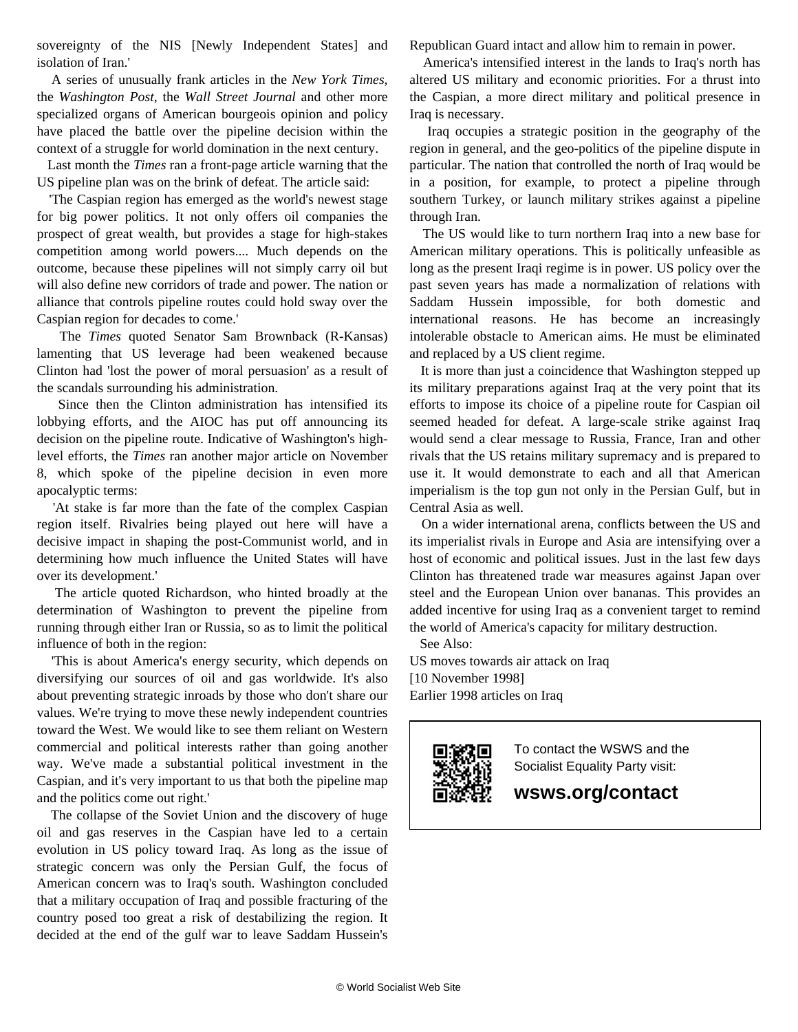sovereignty of the NIS [Newly Independent States] and isolation of Iran.'

A series of unusually frank articles in the *New York Times*, the *Washington Post*, the *Wall Street Journal* and other more specialized organs of American bourgeois opinion and policy have placed the battle over the pipeline decision within the context of a struggle for world domination in the next century.

Last month the *Times* ran a front-page article warning that the US pipeline plan was on the brink of defeat. The article said:

'The Caspian region has emerged as the world's newest stage for big power politics. It not only offers oil companies the prospect of great wealth, but provides a stage for high-stakes competition among world powers.... Much depends on the outcome, because these pipelines will not simply carry oil but will also define new corridors of trade and power. The nation or alliance that controls pipeline routes could hold sway over the Caspian region for decades to come.'

The *Times* quoted Senator Sam Brownback (R-Kansas) lamenting that US leverage had been weakened because Clinton had 'lost the power of moral persuasion' as a result of the scandals surrounding his administration.

Since then the Clinton administration has intensified its lobbying efforts, and the AIOC has put off announcing its decision on the pipeline route. Indicative of Washington's high-level efforts, the *Times* ran another major article on November 8, which spoke of the pipeline decision in even more apocalyptic terms:

'At stake is far more than the fate of the complex Caspian region itself. Rivalries being played out here will have a decisive impact in shaping the post-Communist world, and in determining how much influence the United States will have over its development.'

The article quoted Richardson, who hinted broadly at the determination of Washington to prevent the pipeline from running through either Iran or Russia, so as to limit the political influence of both in the region:

'This is about America's energy security, which depends on diversifying our sources of oil and gas worldwide. It's also about preventing strategic inroads by those who don't share our values. We're trying to move these newly independent countries toward the West. We would like to see them reliant on Western commercial and political interests rather than going another way. We've made a substantial political investment in the Caspian, and it's very important to us that both the pipeline map and the politics come out right.'

The collapse of the Soviet Union and the discovery of huge oil and gas reserves in the Caspian have led to a certain evolution in US policy toward Iraq. As long as the issue of strategic concern was only the Persian Gulf, the focus of American concern was to Iraq's south. Washington concluded that a military occupation of Iraq and possible fracturing of the country posed too great a risk of destabilizing the region. It decided at the end of the gulf war to leave Saddam Hussein's Republican Guard intact and allow him to remain in power.

America's intensified interest in the lands to Iraq's north has altered US military and economic priorities. For a thrust into the Caspian, a more direct military and political presence in Iraq is necessary.

Iraq occupies a strategic position in the geography of the region in general, and the geo-politics of the pipeline dispute in particular. The nation that controlled the north of Iraq would be in a position, for example, to protect a pipeline through southern Turkey, or launch military strikes against a pipeline through Iran.

The US would like to turn northern Iraq into a new base for American military operations. This is politically unfeasible as long as the present Iraqi regime is in power. US policy over the past seven years has made a normalization of relations with Saddam Hussein impossible, for both domestic and international reasons. He has become an increasingly intolerable obstacle to American aims. He must be eliminated and replaced by a US client regime.

It is more than just a coincidence that Washington stepped up its military preparations against Iraq at the very point that its efforts to impose its choice of a pipeline route for Caspian oil seemed headed for defeat. A large-scale strike against Iraq would send a clear message to Russia, France, Iran and other rivals that the US retains military supremacy and is prepared to use it. It would demonstrate to each and all that American imperialism is the top gun not only in the Persian Gulf, but in Central Asia as well.

On a wider international arena, conflicts between the US and its imperialist rivals in Europe and Asia are intensifying over a host of economic and political issues. Just in the last few days Clinton has threatened trade war measures against Japan over steel and the European Union over bananas. This provides an added incentive for using Iraq as a convenient target to remind the world of America's capacity for military destruction.

See Also:

US moves towards air attack on Iraq
[10 November 1998]
Earlier 1998 articles on Iraq

To contact the WSWS and the Socialist Equality Party visit:

**wsws.org/contact**